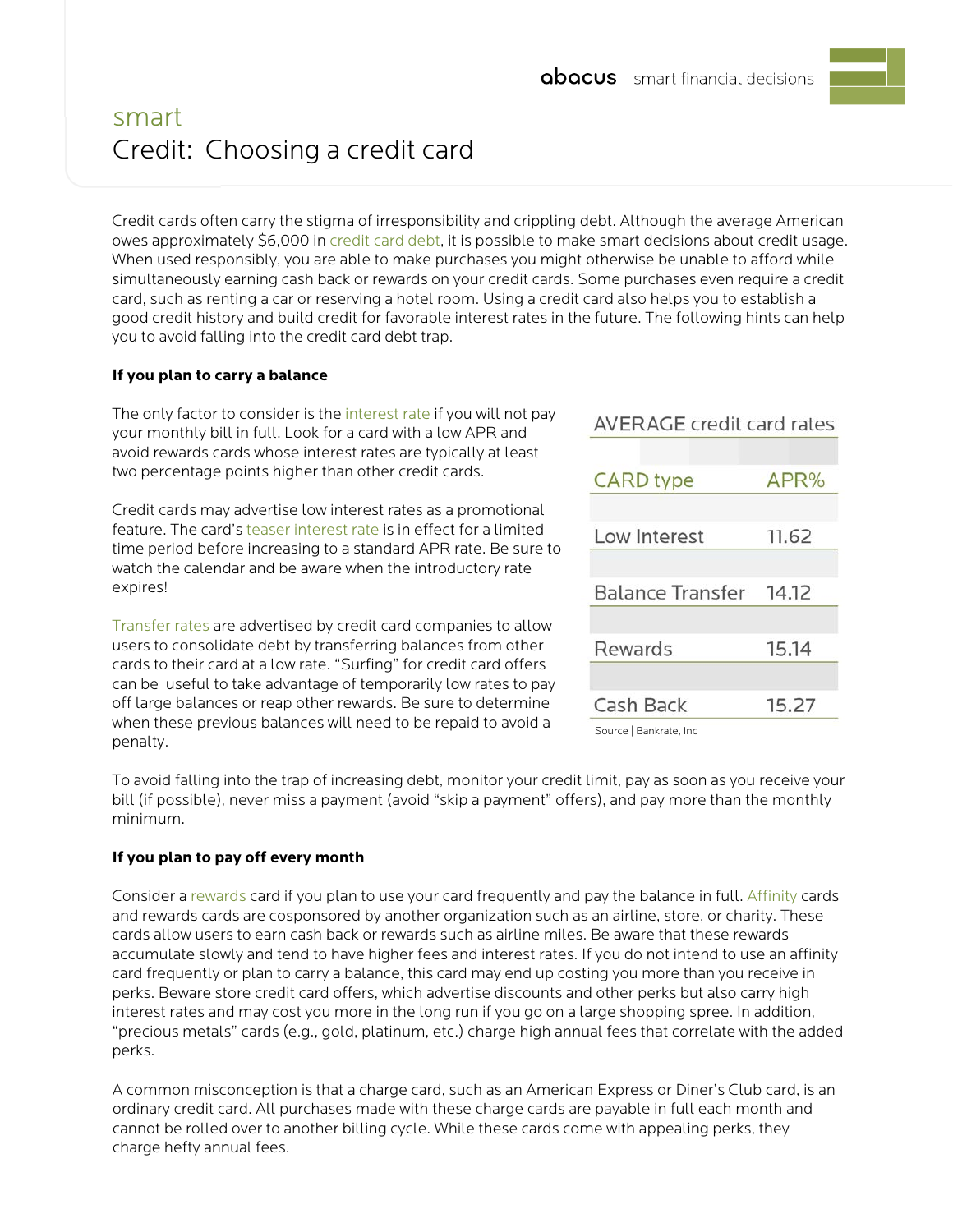# smart

## Credit: Choosing a credit card

Credit cards often carry the stigma of irresponsibility and crippling debt. Although the average American owes approximately $6,000 in credit card debt, it is possible to make smart decisions about credit usage. When used responsibly, you are able to make purchases you might otherwise be unable to afford while simultaneously earning cash back or rewards on your credit cards. Some purchases even require a credit card, such as renting a car or reserving a hotel room. Using a credit card also helps you to establish a good credit history and build credit for favorable interest rates in the future. The following hints can help you to avoid falling into the credit card debt trap.

**If you plan to carry a balance**

The only factor to consider is the interest rate if you will not pay your monthly bill in full. Look for a card with a low APR and avoid rewards cards whose interest rates are typically at least two percentage points higher than other credit cards.

Credit cards may advertise low interest rates as a promotional feature. The card's teaser interest rate is in effect for a limited time period before increasing to a standard APR rate. Be sure to watch the calendar and be aware when the introductory rate expires!

Transfer rates are advertised by credit card companies to allow users to consolidate debt by transferring balances from other cards to their card at a low rate. "Surfing" for credit card offers can be useful to take advantage of temporarily low rates to pay off large balances or reap other rewards. Be sure to determine when these previous balances will need to be repaid to avoid a penalty.

AVERAGE credit card rates

| CARD type | APR% |
|---|---|
| Low Interest | 11.62 |
| Balance Transfer | 14.12 |
| Rewards | 15.14 |
| Cash Back | 15.27 |

Source | Bankrate, Inc

To avoid falling into the trap of increasing debt, monitor your credit limit, pay as soon as you receive your bill (if possible), never miss a payment (avoid "skip a payment" offers), and pay more than the monthly minimum.

**If you plan to pay off every month**

Consider a rewards card if you plan to use your card frequently and pay the balance in full. Affinity cards and rewards cards are cosponsored by another organization such as an airline, store, or charity. These cards allow users to earn cash back or rewards such as airline miles. Be aware that these rewards accumulate slowly and tend to have higher fees and interest rates. If you do not intend to use an affinity card frequently or plan to carry a balance, this card may end up costing you more than you receive in perks. Beware store credit card offers, which advertise discounts and other perks but also carry high interest rates and may cost you more in the long run if you go on a large shopping spree. In addition, "precious metals" cards (e.g., gold, platinum, etc.) charge high annual fees that correlate with the added perks.

A common misconception is that a charge card, such as an American Express or Diner's Club card, is an ordinary credit card. All purchases made with these charge cards are payable in full each month and cannot be rolled over to another billing cycle. While these cards come with appealing perks, they charge hefty annual fees.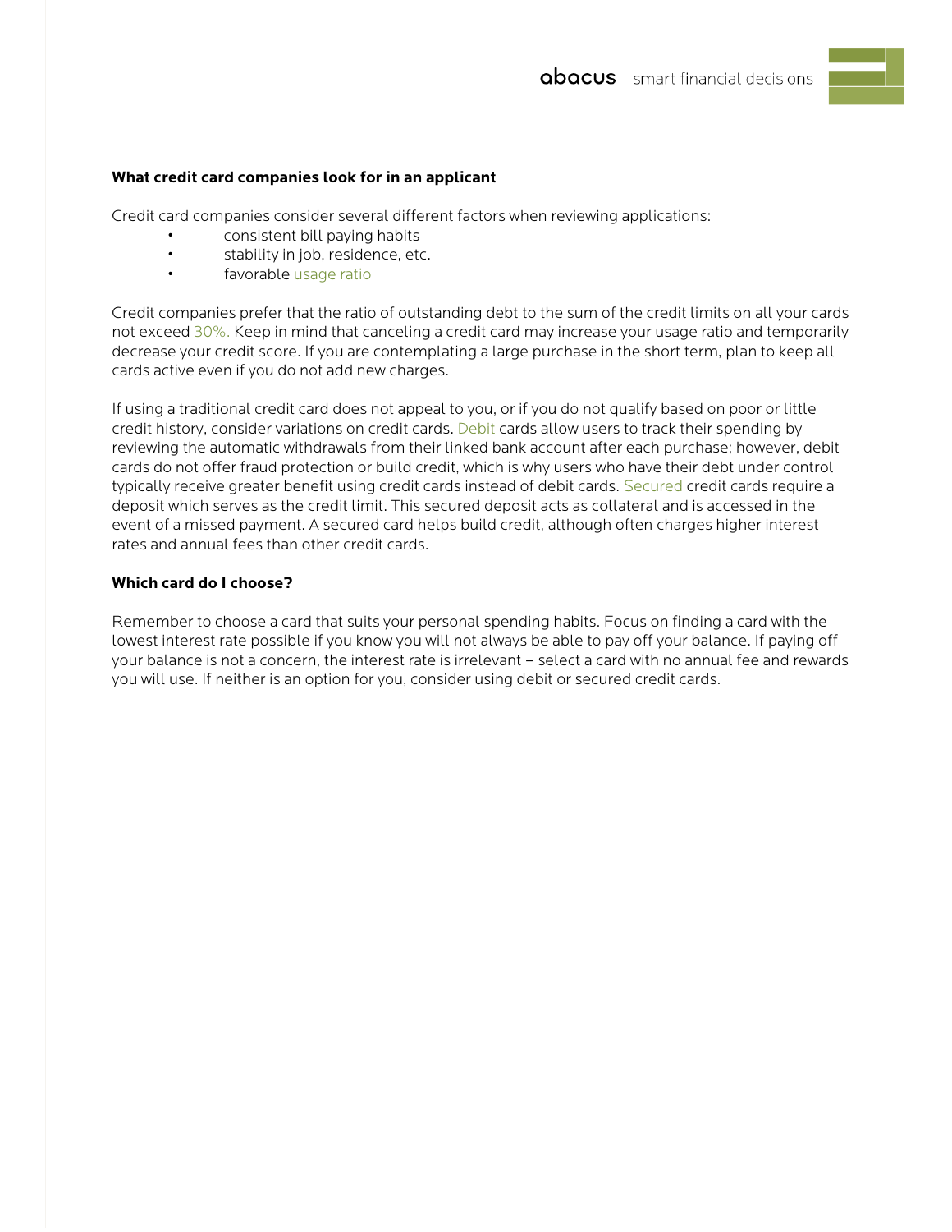**What credit card companies look for in an applicant**

Credit card companies consider several different factors when reviewing applications:

- consistent bill paying habits
- stability in job, residence, etc.
- favorable usage ratio

Credit companies prefer that the ratio of outstanding debt to the sum of the credit limits on all your cards not exceed 30%. Keep in mind that canceling a credit card may increase your usage ratio and temporarily decrease your credit score. If you are contemplating a large purchase in the short term, plan to keep all cards active even if you do not add new charges.

If using a traditional credit card does not appeal to you, or if you do not qualify based on poor or little credit history, consider variations on credit cards. Debit cards allow users to track their spending by reviewing the automatic withdrawals from their linked bank account after each purchase; however, debit cards do not offer fraud protection or build credit, which is why users who have their debt under control typically receive greater benefit using credit cards instead of debit cards. Secured credit cards require a deposit which serves as the credit limit. This secured deposit acts as collateral and is accessed in the event of a missed payment. A secured card helps build credit, although often charges higher interest rates and annual fees than other credit cards.

**Which card do I choose?**

Remember to choose a card that suits your personal spending habits. Focus on finding a card with the lowest interest rate possible if you know you will not always be able to pay off your balance. If paying off your balance is not a concern, the interest rate is irrelevant – select a card with no annual fee and rewards you will use. If neither is an option for you, consider using debit or secured credit cards.